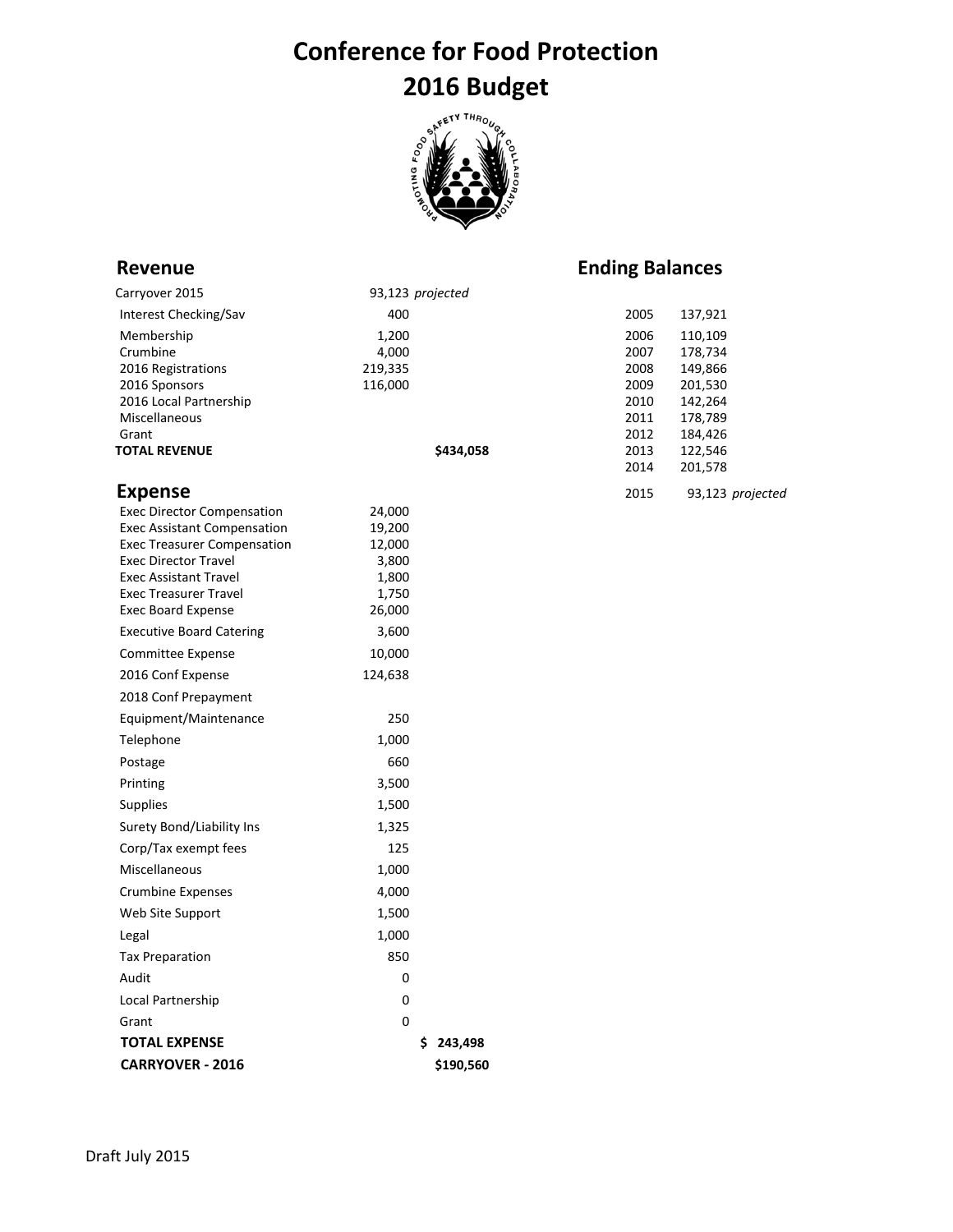# Conference for Food Protection
# 2016 Budget

## Revenue

| | | |
|---|---|---|
| Carryover 2015 | 93,123 *projected* | |
| Interest Checking/Sav | 400 | |
| Membership | 1,200 | |
| Crumbine | 4,000 | |
| 2016 Registrations | 219,335 | |
| 2016 Sponsors | 116,000 | |
| 2016 Local Partnership | | |
| Miscellaneous | | |
| Grant | | |
| **TOTAL REVENUE** | | **$434,058** |

## Expense

| | | |
|---|---|---|
| Exec Director Compensation | 24,000 | |
| Exec Assistant Compensation | 19,200 | |
| Exec Treasurer Compensation | 12,000 | |
| Exec Director Travel | 3,800 | |
| Exec Assistant Travel | 1,800 | |
| Exec Treasurer Travel | 1,750 | |
| Exec Board Expense | 26,000 | |
| Executive Board Catering | 3,600 | |
| Committee Expense | 10,000 | |
| 2016 Conf Expense | 124,638 | |
| 2018 Conf Prepayment | | |
| Equipment/Maintenance | 250 | |
| Telephone | 1,000 | |
| Postage | 660 | |
| Printing | 3,500 | |
| Supplies | 1,500 | |
| Surety Bond/Liability Ins | 1,325 | |
| Corp/Tax exempt fees | 125 | |
| Miscellaneous | 1,000 | |
| Crumbine Expenses | 4,000 | |
| Web Site Support | 1,500 | |
| Legal | 1,000 | |
| Tax Preparation | 850 | |
| Audit | 0 | |
| Local Partnership | 0 | |
| Grant | 0 | |
| **TOTAL EXPENSE** | | **$ 243,498** |
| **CARRYOVER - 2016** | | **$190,560** |

## Ending Balances

| Year | Balance |
|---|---|
| 2005 | 137,921 |
| 2006 | 110,109 |
| 2007 | 178,734 |
| 2008 | 149,866 |
| 2009 | 201,530 |
| 2010 | 142,264 |
| 2011 | 178,789 |
| 2012 | 184,426 |
| 2013 | 122,546 |
| 2014 | 201,578 |
| 2015 | 93,123 *projected* |

Draft July 2015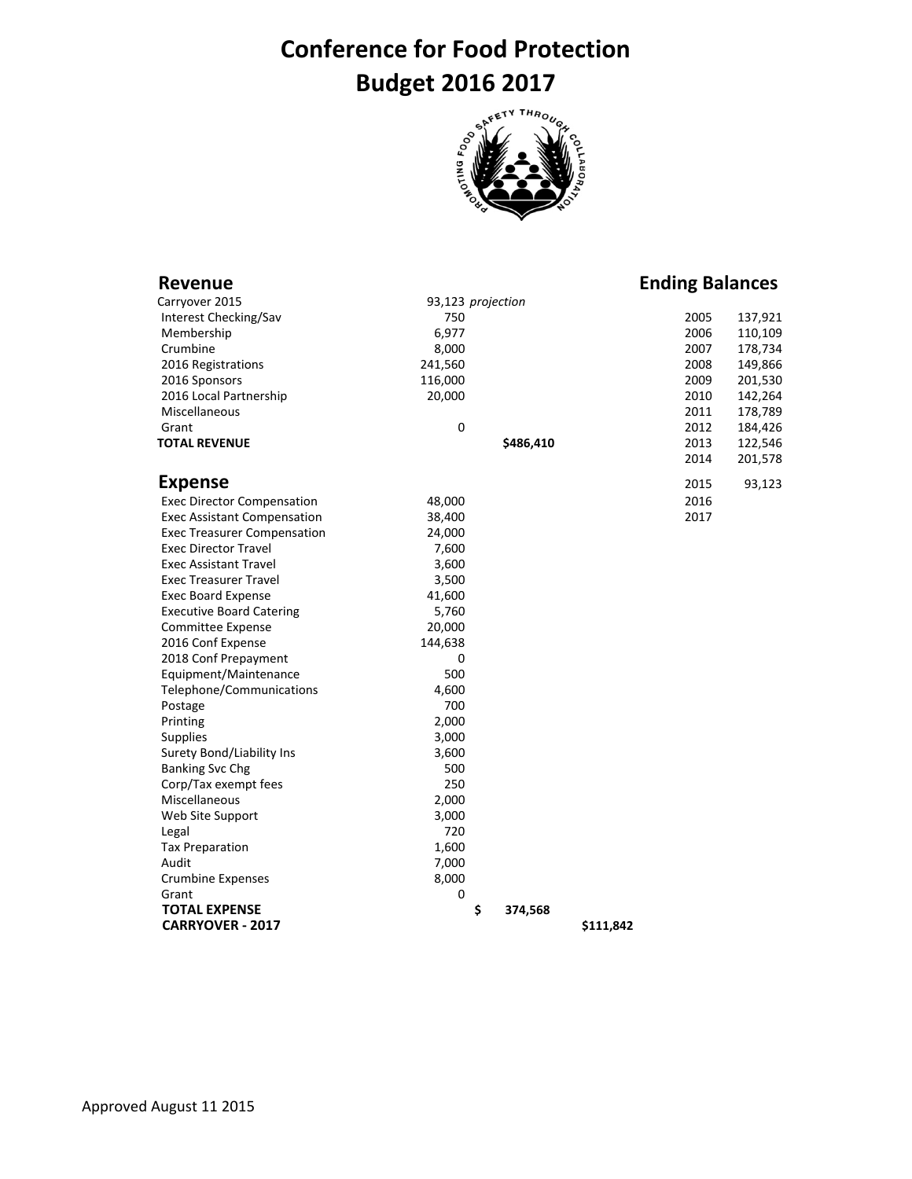# Conference for Food Protection
# Budget 2016 2017

## Revenue

| Item | Amount | Total |
|---|---|---|
| Carryover 2015 | 93,123 *projection* | |
| Interest Checking/Sav | 750 | |
| Membership | 6,977 | |
| Crumbine | 8,000 | |
| 2016 Registrations | 241,560 | |
| 2016 Sponsors | 116,000 | |
| 2016 Local Partnership | 20,000 | |
| Miscellaneous | | |
| Grant | 0 | |
| **TOTAL REVENUE** | | **$486,410** |

## Expense

| Item | Amount | Total | Carryover |
|---|---|---|---|
| Exec Director Compensation | 48,000 | | |
| Exec Assistant Compensation | 38,400 | | |
| Exec Treasurer Compensation | 24,000 | | |
| Exec Director Travel | 7,600 | | |
| Exec Assistant Travel | 3,600 | | |
| Exec Treasurer Travel | 3,500 | | |
| Exec Board Expense | 41,600 | | |
| Executive Board Catering | 5,760 | | |
| Committee Expense | 20,000 | | |
| 2016 Conf Expense | 144,638 | | |
| 2018 Conf Prepayment | 0 | | |
| Equipment/Maintenance | 500 | | |
| Telephone/Communications | 4,600 | | |
| Postage | 700 | | |
| Printing | 2,000 | | |
| Supplies | 3,000 | | |
| Surety Bond/Liability Ins | 3,600 | | |
| Banking Svc Chg | 500 | | |
| Corp/Tax exempt fees | 250 | | |
| Miscellaneous | 2,000 | | |
| Web Site Support | 3,000 | | |
| Legal | 720 | | |
| Tax Preparation | 1,600 | | |
| Audit | 7,000 | | |
| Crumbine Expenses | 8,000 | | |
| Grant | 0 | | |
| **TOTAL EXPENSE** | | **$ 374,568** | |
| **CARRYOVER - 2017** | | | **$111,842** |

## Ending Balances

| Year | Balance |
|---|---|
| 2005 | 137,921 |
| 2006 | 110,109 |
| 2007 | 178,734 |
| 2008 | 149,866 |
| 2009 | 201,530 |
| 2010 | 142,264 |
| 2011 | 178,789 |
| 2012 | 184,426 |
| 2013 | 122,546 |
| 2014 | 201,578 |
| 2015 | 93,123 |
| 2016 | |
| 2017 | |

Approved August 11 2015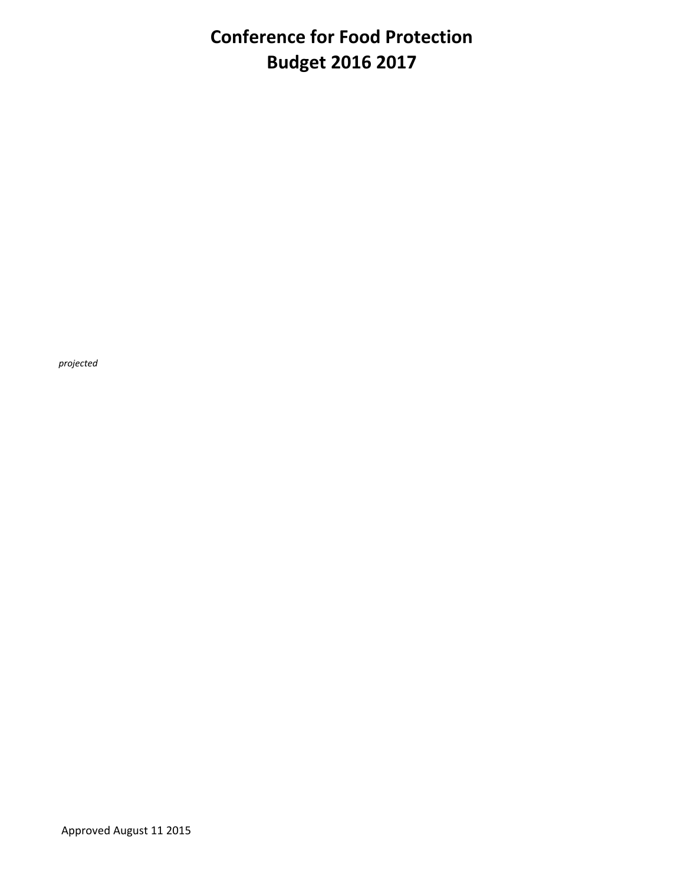# Conference for Food Protection
# Budget 2016 2017

*projected*

Approved August 11 2015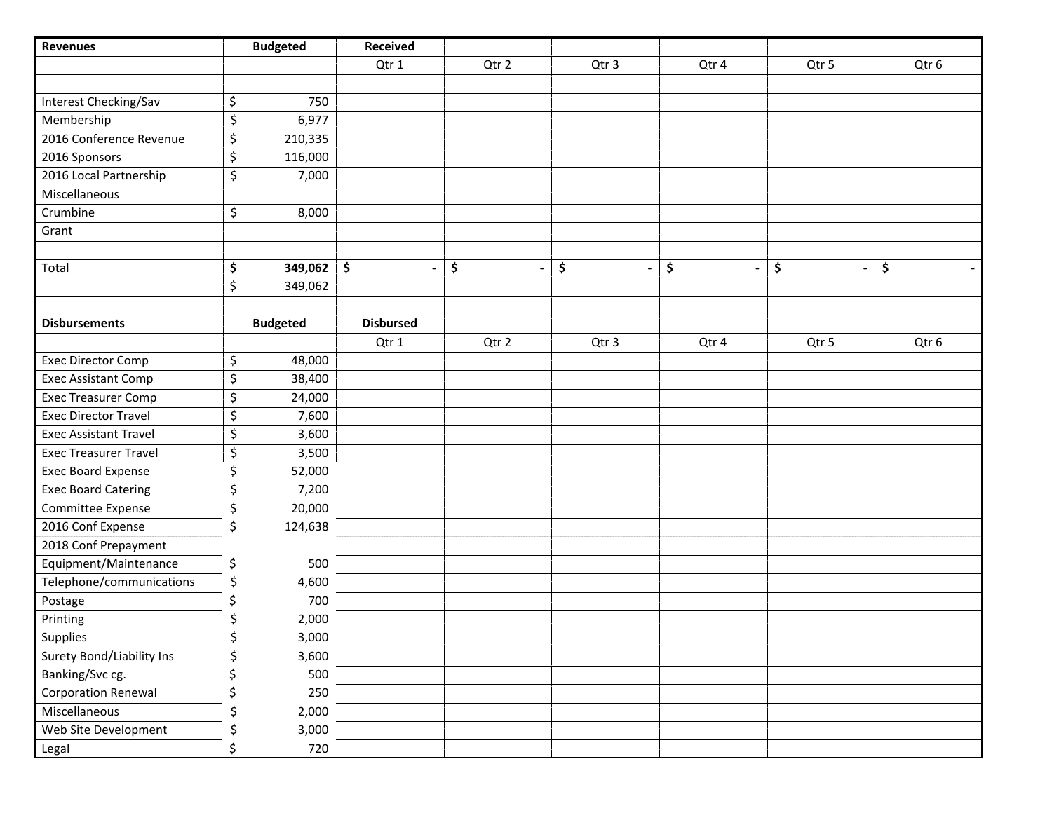| Revenues | Budgeted | Received | | | | | |
|---|---|---|---|---|---|---|---|
| | | Qtr 1 | Qtr 2 | Qtr 3 | Qtr 4 | Qtr 5 | Qtr 6 |
| | | | | | | | |
| Interest Checking/Sav | $ 750 | | | | | | |
| Membership | $ 6,977 | | | | | | |
| 2016 Conference Revenue | $ 210,335 | | | | | | |
| 2016 Sponsors | $ 116,000 | | | | | | |
| 2016 Local Partnership | $ 7,000 | | | | | | |
| Miscellaneous | | | | | | | |
| Crumbine | $ 8,000 | | | | | | |
| Grant | | | | | | | |
| | | | | | | | |
| Total | **$ 349,062** | $ - | $ - | $ - | $ - | $ - | $ - |
| | $ 349,062 | | | | | | |
| | | | | | | | |
| **Disbursements** | **Budgeted** | **Disbursed** | | | | | |
| | | Qtr 1 | Qtr 2 | Qtr 3 | Qtr 4 | Qtr 5 | Qtr 6 |
| Exec Director Comp | $ 48,000 | | | | | | |
| Exec Assistant Comp | $ 38,400 | | | | | | |
| Exec Treasurer Comp | $ 24,000 | | | | | | |
| Exec Director Travel | $ 7,600 | | | | | | |
| Exec Assistant Travel | $ 3,600 | | | | | | |
| Exec Treasurer Travel | $ 3,500 | | | | | | |
| Exec Board Expense | $ 52,000 | | | | | | |
| Exec Board Catering | $ 7,200 | | | | | | |
| Committee Expense | $ 20,000 | | | | | | |
| 2016 Conf Expense | $ 124,638 | | | | | | |
| 2018 Conf Prepayment | | | | | | | |
| Equipment/Maintenance | $ 500 | | | | | | |
| Telephone/communications | $ 4,600 | | | | | | |
| Postage | $ 700 | | | | | | |
| Printing | $ 2,000 | | | | | | |
| Supplies | $ 3,000 | | | | | | |
| Surety Bond/Liability Ins | $ 3,600 | | | | | | |
| Banking/Svc cg. | $ 500 | | | | | | |
| Corporation Renewal | $ 250 | | | | | | |
| Miscellaneous | $ 2,000 | | | | | | |
| Web Site Development | $ 3,000 | | | | | | |
| Legal | $ 720 | | | | | | |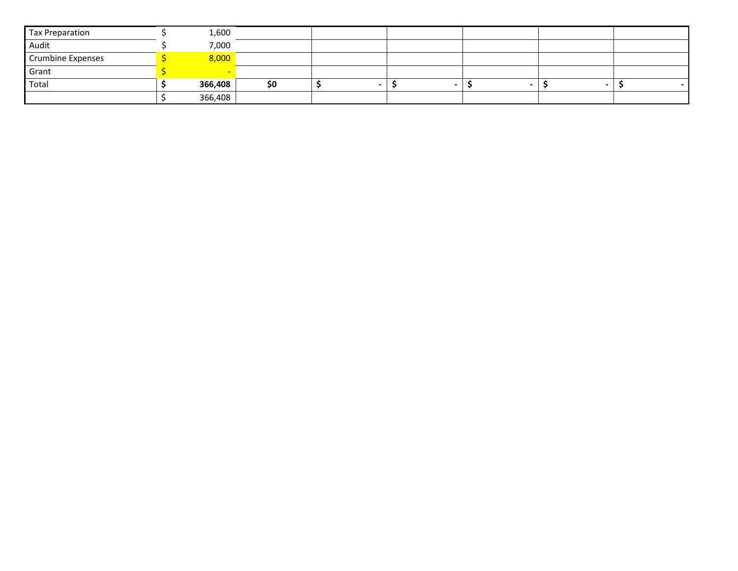| | | | | | | | |
|---|---|---|---|---|---|---|---|
| Tax Preparation | $ 1,600 | | | | | | |
| Audit | $ 7,000 | | | | | | |
| Crumbine Expenses | $ 8,000 | | | | | | |
| Grant | $ - | | | | | | |
| Total | **$ 366,408** | **$0** | **$ -** | **$ -** | **$ -** | **$ -** | **$ -** |
| | $ 366,408 | | | | | | |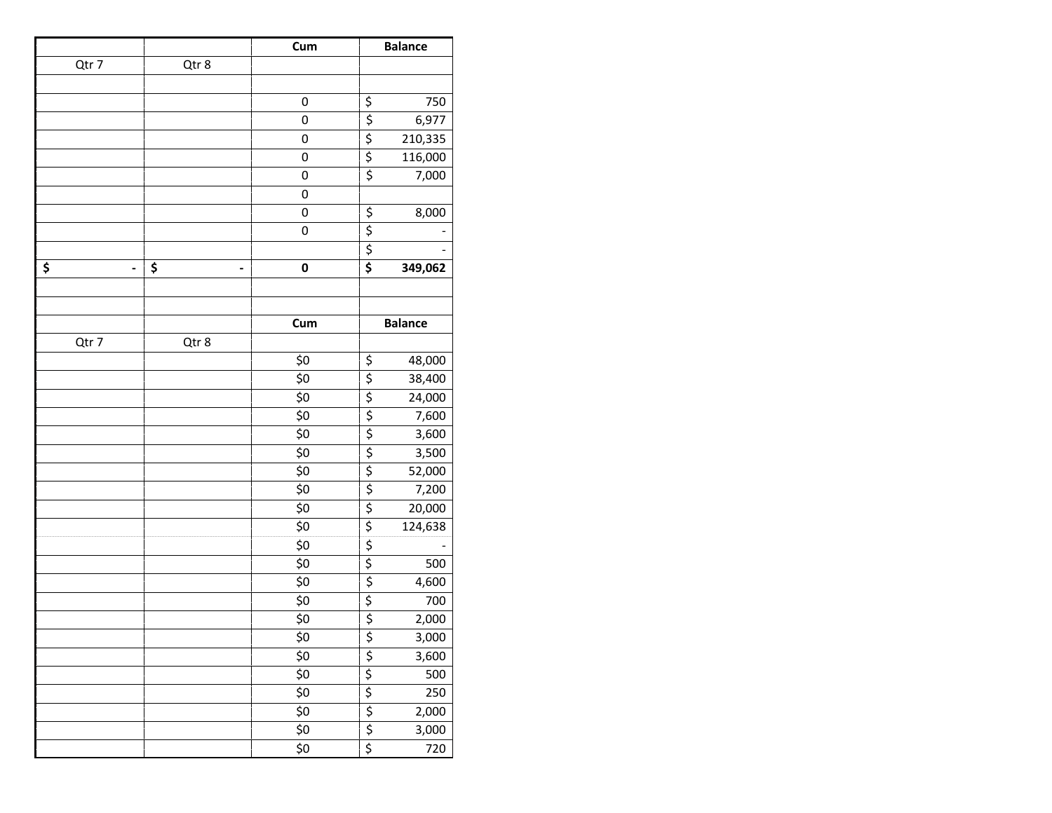| | | Cum | Balance |
|---|---|---|---|
| Qtr 7 | Qtr 8 | | |
| | | | |
| | | 0 | $ 750 |
| | | 0 | $ 6,977 |
| | | 0 | $ 210,335 |
| | | 0 | $ 116,000 |
| | | 0 | $ 7,000 |
| | | 0 | |
| | | 0 | $ 8,000 |
| | | 0 | $ - |
| | | | $ - |
| **$ -** | **$ -** | **0** | **$ 349,062** |

| | | Cum | Balance |
|---|---|---|---|
| Qtr 7 | Qtr 8 | | |
| | | $0 | $ 48,000 |
| | | $0 | $ 38,400 |
| | | $0 | $ 24,000 |
| | | $0 | $ 7,600 |
| | | $0 | $ 3,600 |
| | | $0 | $ 3,500 |
| | | $0 | $ 52,000 |
| | | $0 | $ 7,200 |
| | | $0 | $ 20,000 |
| | | $0 | $ 124,638 |
| | | $0 | $ - |
| | | $0 | $ 500 |
| | | $0 | $ 4,600 |
| | | $0 | $ 700 |
| | | $0 | $ 2,000 |
| | | $0 | $ 3,000 |
| | | $0 | $ 3,600 |
| | | $0 | $ 500 |
| | | $0 | $ 250 |
| | | $0 | $ 2,000 |
| | | $0 | $ 3,000 |
| | | $0 | $ 720 |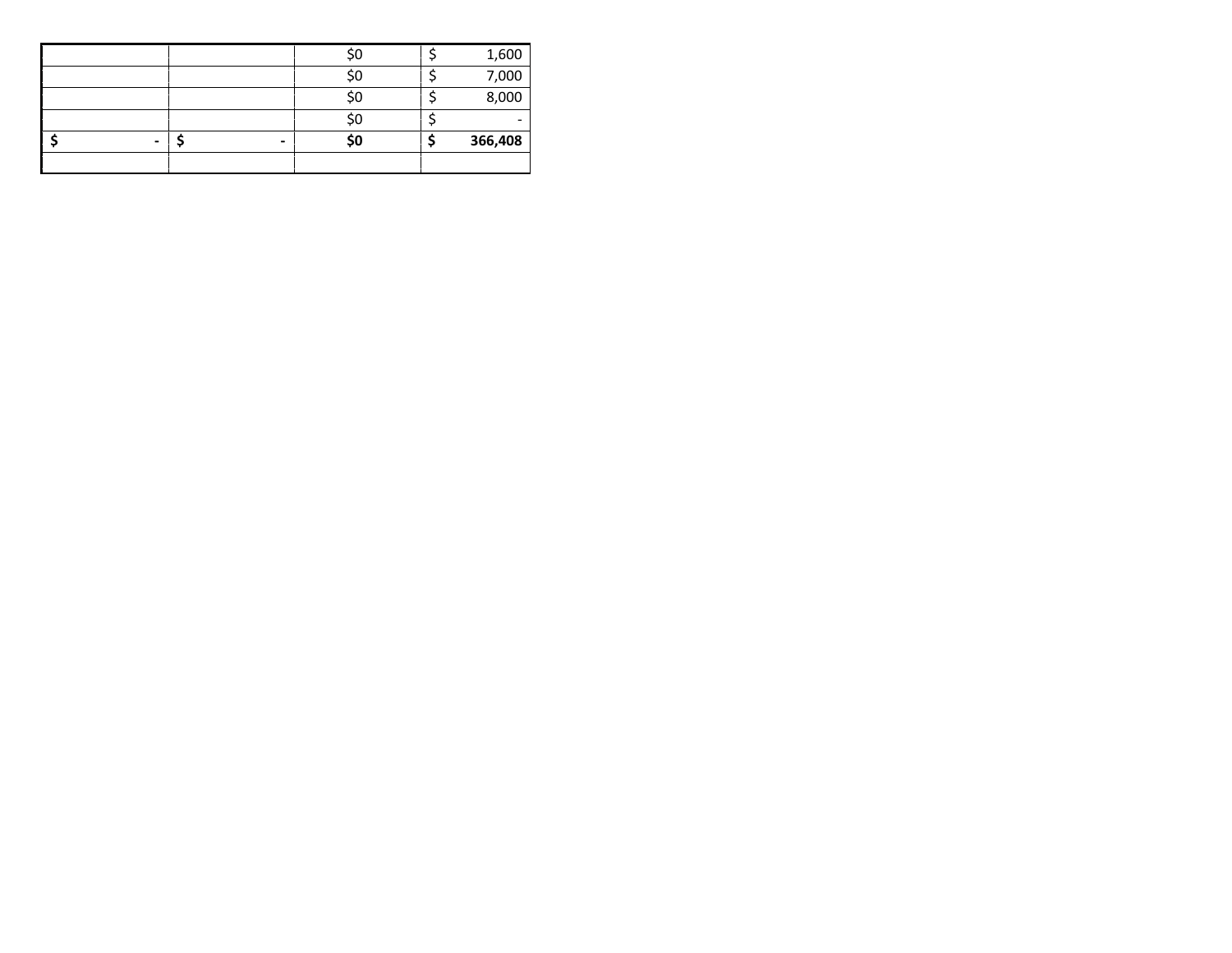| | | | |
|---|---|---|---|
| | | $0 | $ 1,600 |
| | | $0 | $ 7,000 |
| | | $0 | $ 8,000 |
| | | $0 | $ - |
| **$ -** | **$ -** | **$0** | **$ 366,408** |
| | | | |